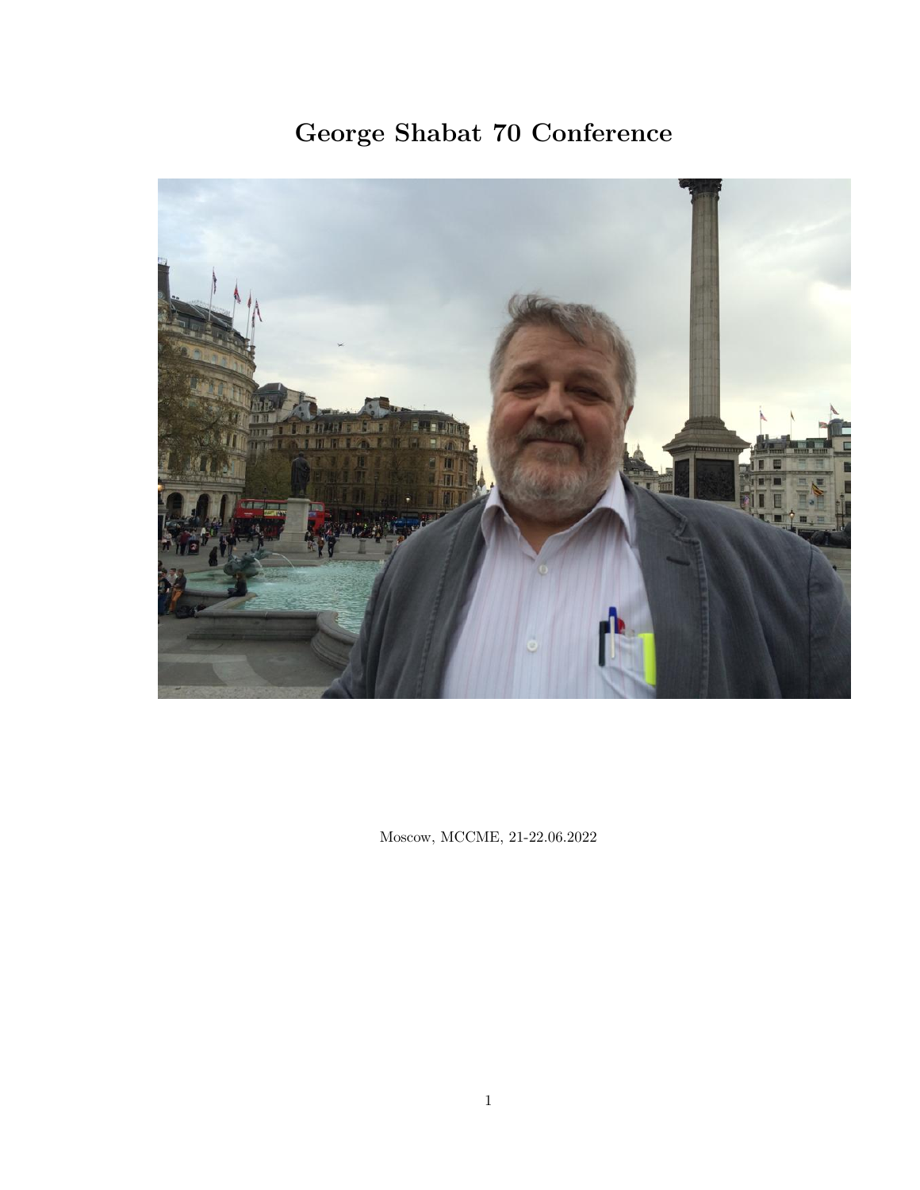# George Shabat 70 Conference

Moscow, MCCME, 21-22.06.2022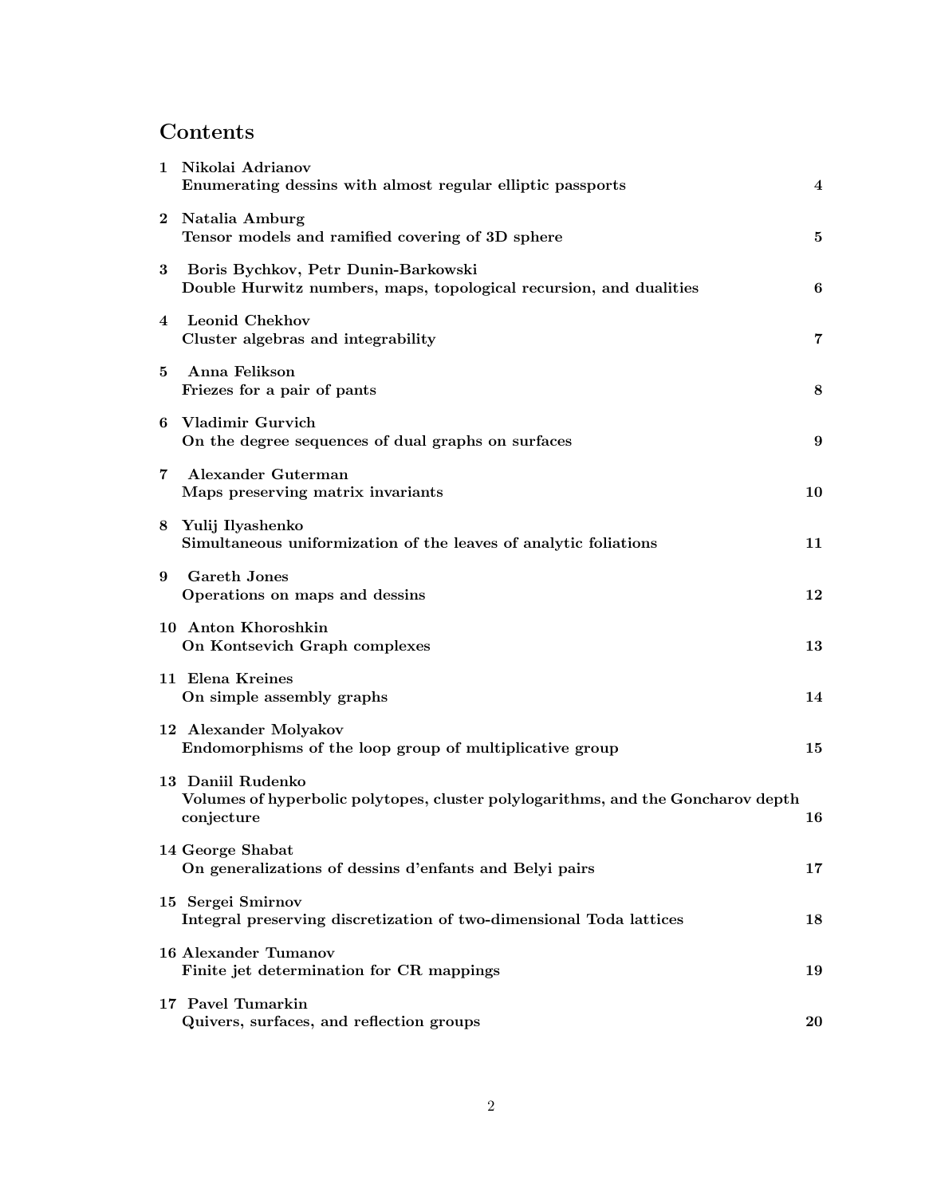## Contents

1. **Nikolai Adrianov**
   **Enumerating dessins with almost regular elliptic passports** — 4
2. **Natalia Amburg**
   **Tensor models and ramified covering of 3D sphere** — 5
3. **Boris Bychkov, Petr Dunin-Barkowski**
   **Double Hurwitz numbers, maps, topological recursion, and dualities** — 6
4. **Leonid Chekhov**
   **Cluster algebras and integrability** — 7
5. **Anna Felikson**
   **Friezes for a pair of pants** — 8
6. **Vladimir Gurvich**
   **On the degree sequences of dual graphs on surfaces** — 9
7. **Alexander Guterman**
   **Maps preserving matrix invariants** — 10
8. **Yulij Ilyashenko**
   **Simultaneous uniformization of the leaves of analytic foliations** — 11
9. **Gareth Jones**
   **Operations on maps and dessins** — 12
10. **Anton Khoroshkin**
    **On Kontsevich Graph complexes** — 13
11. **Elena Kreines**
    **On simple assembly graphs** — 14
12. **Alexander Molyakov**
    **Endomorphisms of the loop group of multiplicative group** — 15
13. **Daniil Rudenko**
    **Volumes of hyperbolic polytopes, cluster polylogarithms, and the Goncharov depth conjecture** — 16
14. **George Shabat**
    **On generalizations of dessins d'enfants and Belyi pairs** — 17
15. **Sergei Smirnov**
    **Integral preserving discretization of two-dimensional Toda lattices** — 18
16. **Alexander Tumanov**
    **Finite jet determination for CR mappings** — 19
17. **Pavel Tumarkin**
    **Quivers, surfaces, and reflection groups** — 20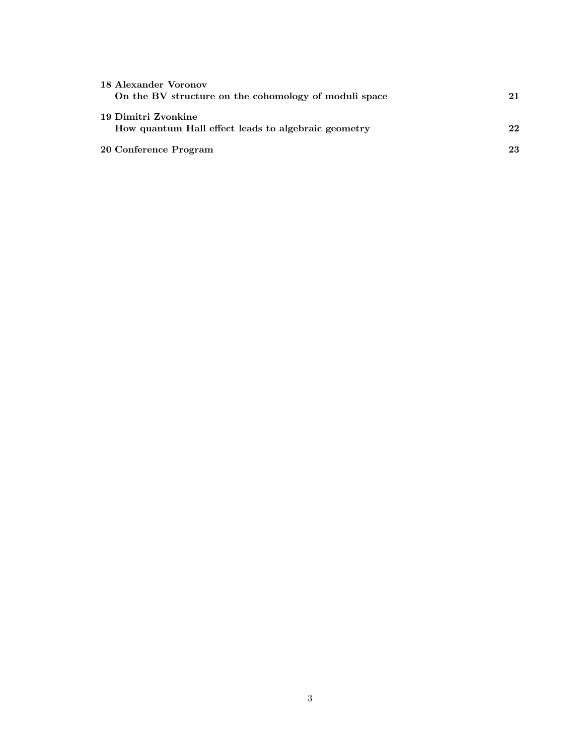**18 Alexander Voronov**
**On the BV structure on the cohomology of moduli space** **21**

**19 Dimitri Zvonkine**
**How quantum Hall effect leads to algebraic geometry** **22**

**20 Conference Program** **23**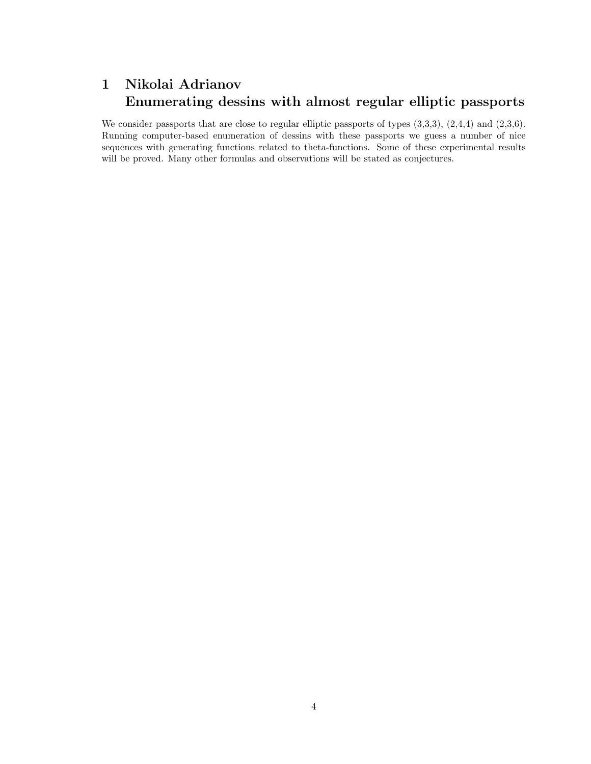# 1 Nikolai Adrianov
# Enumerating dessins with almost regular elliptic passports

We consider passports that are close to regular elliptic passports of types (3,3,3), (2,4,4) and (2,3,6). Running computer-based enumeration of dessins with these passports we guess a number of nice sequences with generating functions related to theta-functions. Some of these experimental results will be proved. Many other formulas and observations will be stated as conjectures.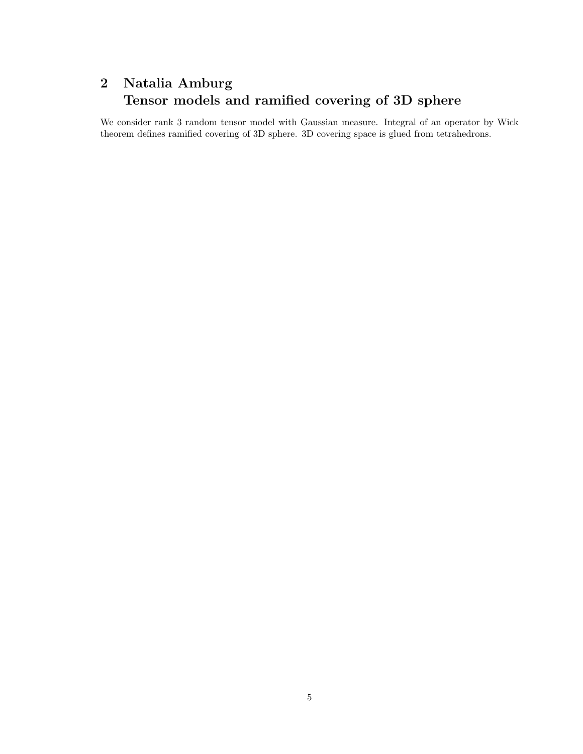## 2 Natalia Amburg
## Tensor models and ramified covering of 3D sphere

We consider rank 3 random tensor model with Gaussian measure. Integral of an operator by Wick theorem defines ramified covering of 3D sphere. 3D covering space is glued from tetrahedrons.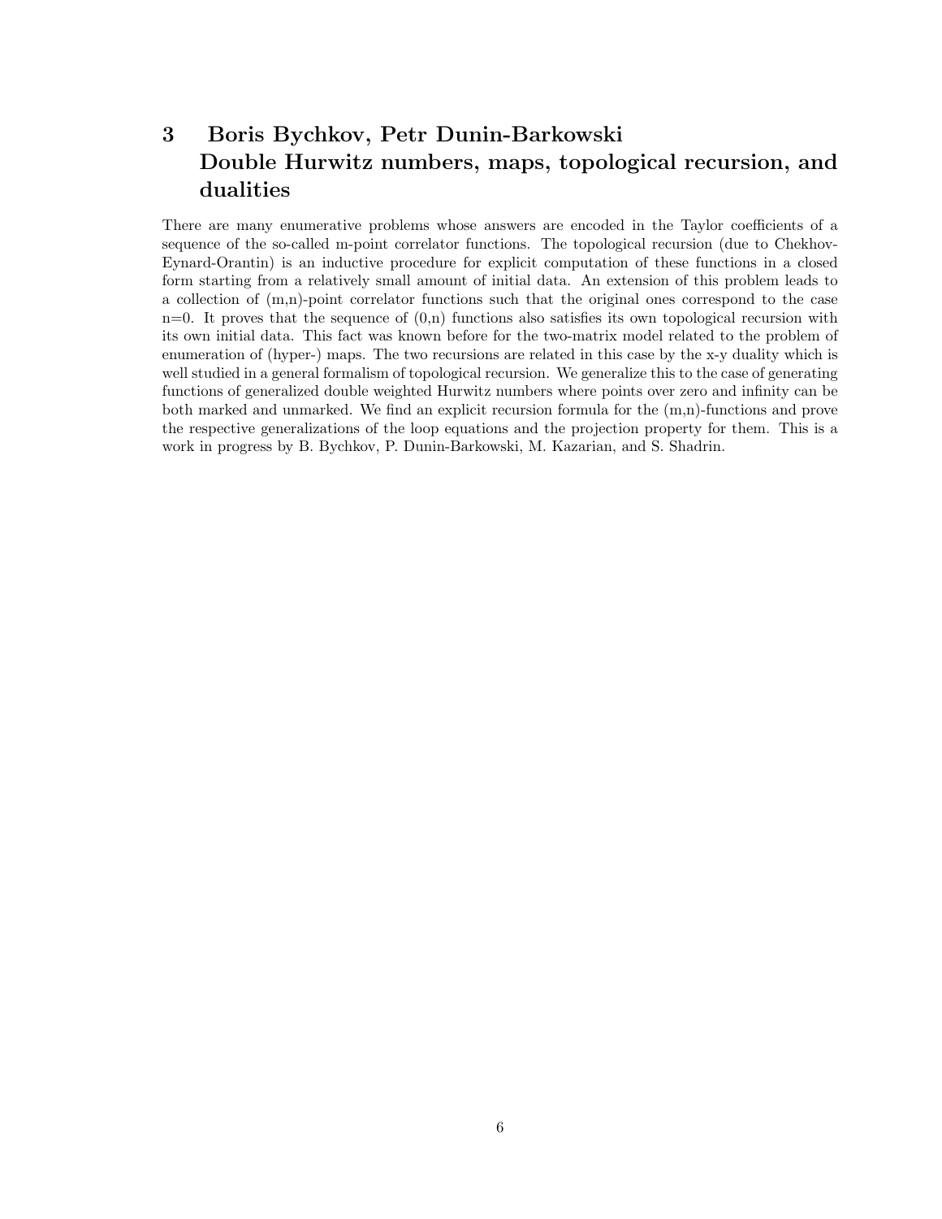## 3 Boris Bychkov, Petr Dunin-Barkowski<br>Double Hurwitz numbers, maps, topological recursion, and dualities

There are many enumerative problems whose answers are encoded in the Taylor coefficients of a sequence of the so-called m-point correlator functions. The topological recursion (due to Chekhov-Eynard-Orantin) is an inductive procedure for explicit computation of these functions in a closed form starting from a relatively small amount of initial data. An extension of this problem leads to a collection of (m,n)-point correlator functions such that the original ones correspond to the case n=0. It proves that the sequence of (0,n) functions also satisfies its own topological recursion with its own initial data. This fact was known before for the two-matrix model related to the problem of enumeration of (hyper-) maps. The two recursions are related in this case by the x-y duality which is well studied in a general formalism of topological recursion. We generalize this to the case of generating functions of generalized double weighted Hurwitz numbers where points over zero and infinity can be both marked and unmarked. We find an explicit recursion formula for the (m,n)-functions and prove the respective generalizations of the loop equations and the projection property for them. This is a work in progress by B. Bychkov, P. Dunin-Barkowski, M. Kazarian, and S. Shadrin.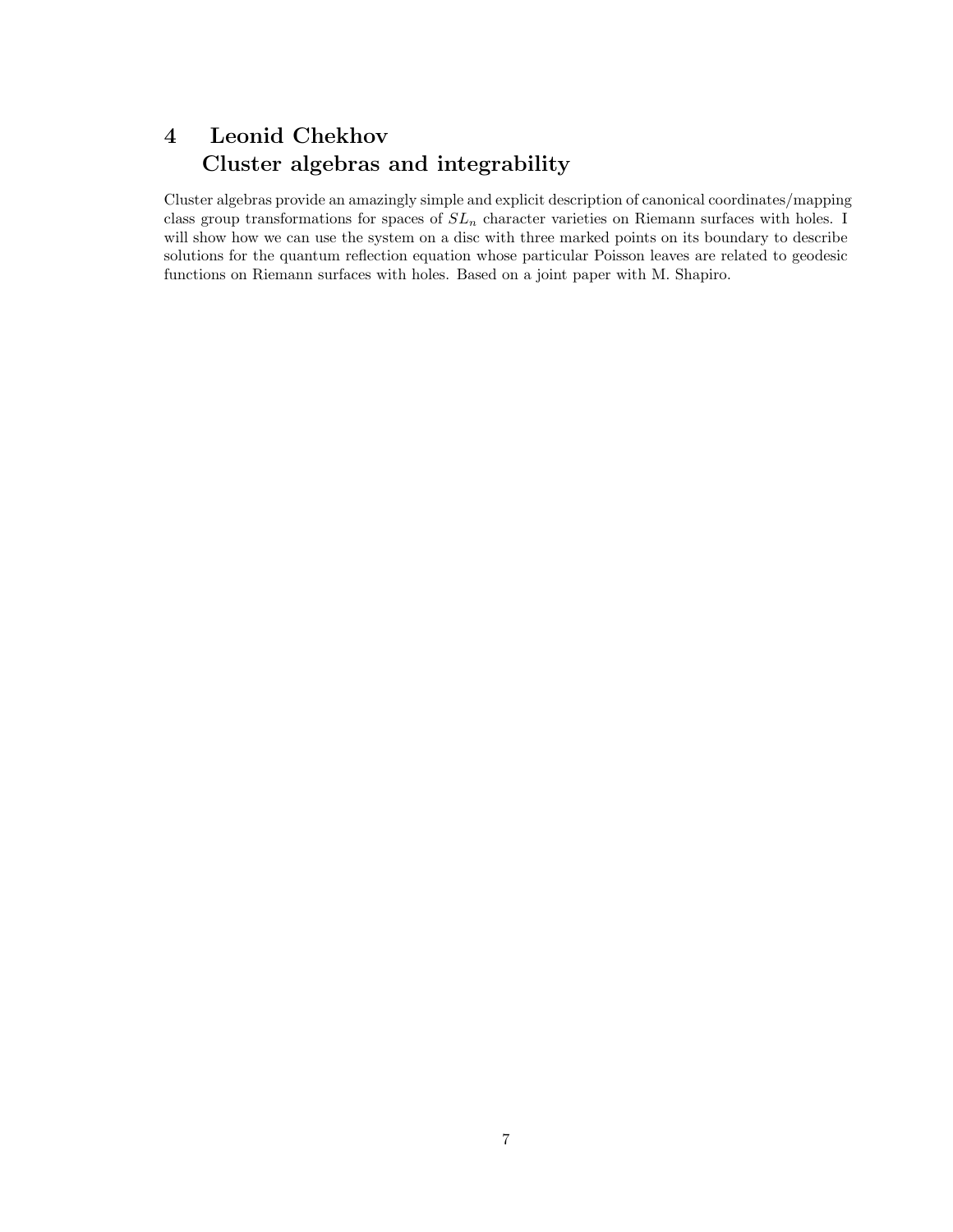## 4 Leonid Chekhov
## Cluster algebras and integrability

Cluster algebras provide an amazingly simple and explicit description of canonical coordinates/mapping class group transformations for spaces of $SL_n$ character varieties on Riemann surfaces with holes. I will show how we can use the system on a disc with three marked points on its boundary to describe solutions for the quantum reflection equation whose particular Poisson leaves are related to geodesic functions on Riemann surfaces with holes. Based on a joint paper with M. Shapiro.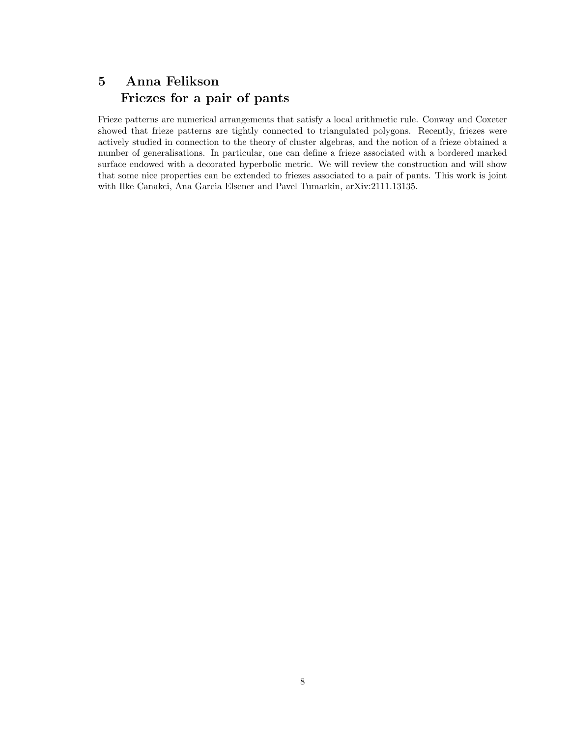## 5 Anna Felikson<br>Friezes for a pair of pants

Frieze patterns are numerical arrangements that satisfy a local arithmetic rule. Conway and Coxeter showed that frieze patterns are tightly connected to triangulated polygons. Recently, friezes were actively studied in connection to the theory of cluster algebras, and the notion of a frieze obtained a number of generalisations. In particular, one can define a frieze associated with a bordered marked surface endowed with a decorated hyperbolic metric. We will review the construction and will show that some nice properties can be extended to friezes associated to a pair of pants. This work is joint with Ilke Canakci, Ana Garcia Elsener and Pavel Tumarkin, arXiv:2111.13135.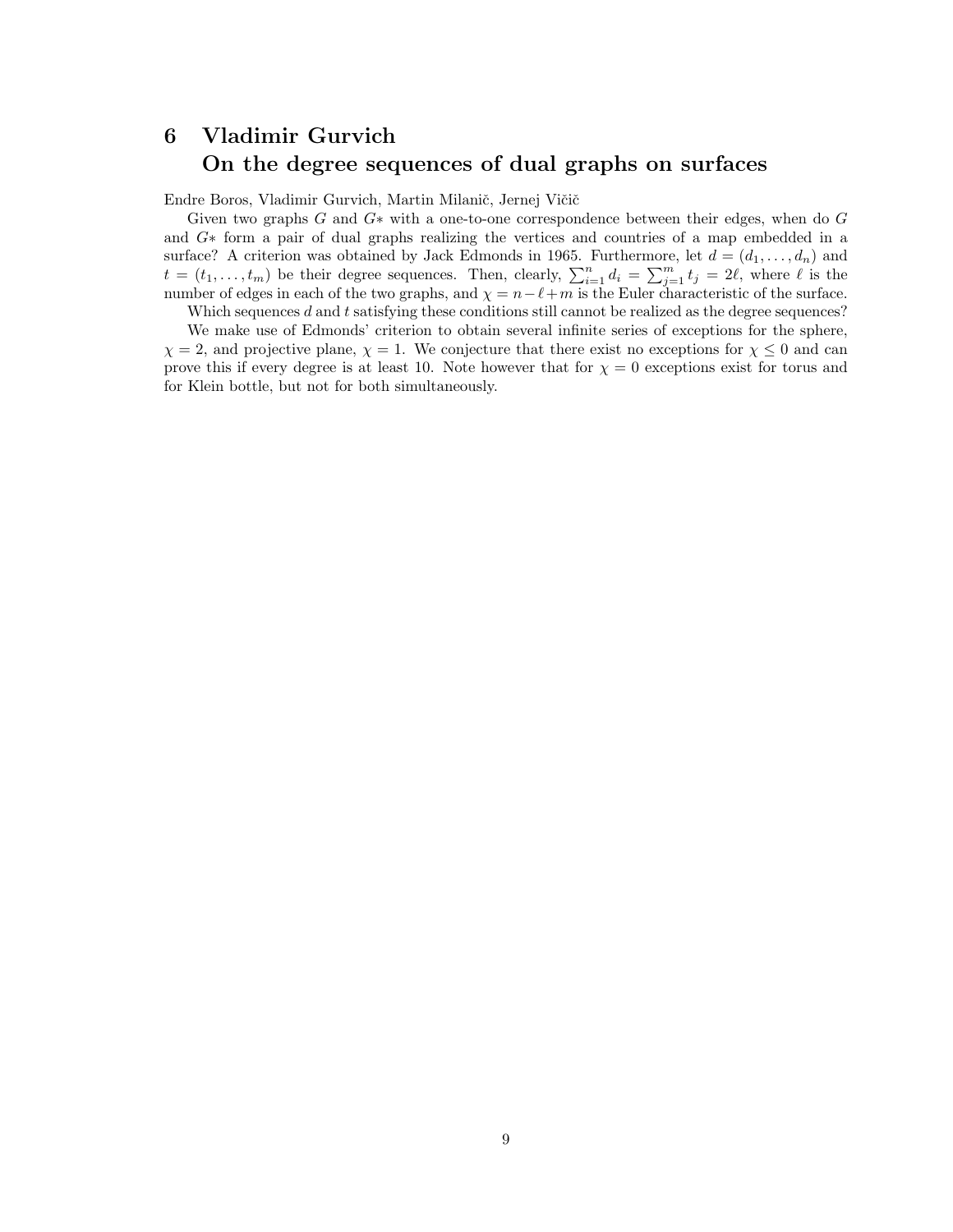## 6 Vladimir Gurvich
## On the degree sequences of dual graphs on surfaces

Endre Boros, Vladimir Gurvich, Martin Milanič, Jernej Vičič

Given two graphs $G$ and $G*$ with a one-to-one correspondence between their edges, when do $G$ and $G*$ form a pair of dual graphs realizing the vertices and countries of a map embedded in a surface? A criterion was obtained by Jack Edmonds in 1965. Furthermore, let $d = (d_1, \ldots, d_n)$ and $t = (t_1, \ldots, t_m)$ be their degree sequences. Then, clearly, $\sum_{i=1}^{n} d_i = \sum_{j=1}^{m} t_j = 2\ell$, where $\ell$ is the number of edges in each of the two graphs, and $\chi = n - \ell + m$ is the Euler characteristic of the surface.

Which sequences $d$ and $t$ satisfying these conditions still cannot be realized as the degree sequences?

We make use of Edmonds' criterion to obtain several infinite series of exceptions for the sphere, $\chi = 2$, and projective plane, $\chi = 1$. We conjecture that there exist no exceptions for $\chi \leq 0$ and can prove this if every degree is at least 10. Note however that for $\chi = 0$ exceptions exist for torus and for Klein bottle, but not for both simultaneously.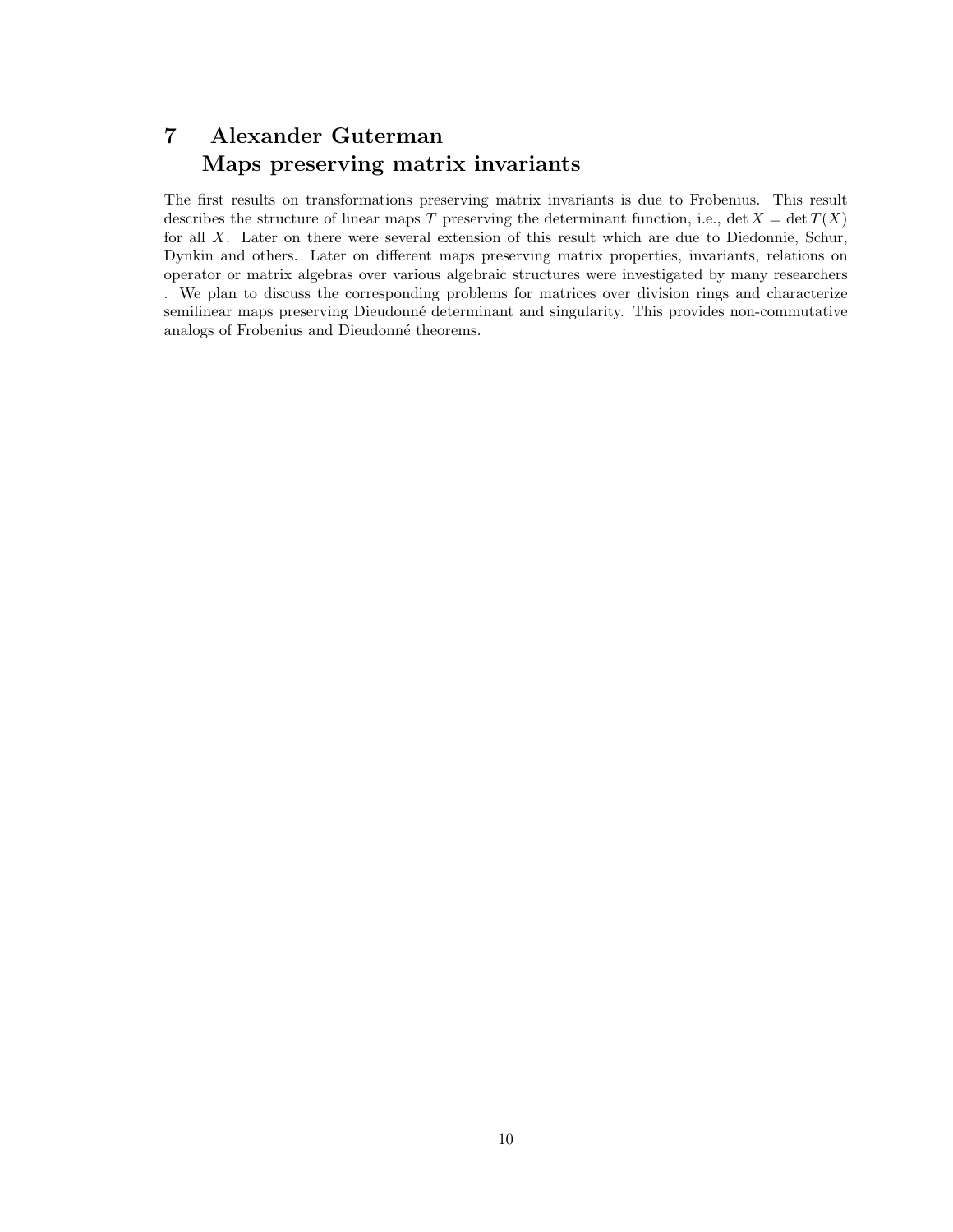## 7 Alexander Guterman<br>Maps preserving matrix invariants

The first results on transformations preserving matrix invariants is due to Frobenius. This result describes the structure of linear maps $T$ preserving the determinant function, i.e., $\det X = \det T(X)$ for all $X$. Later on there were several extension of this result which are due to Diedonnie, Schur, Dynkin and others. Later on different maps preserving matrix properties, invariants, relations on operator or matrix algebras over various algebraic structures were investigated by many researchers . We plan to discuss the corresponding problems for matrices over division rings and characterize semilinear maps preserving Dieudonné determinant and singularity. This provides non-commutative analogs of Frobenius and Dieudonné theorems.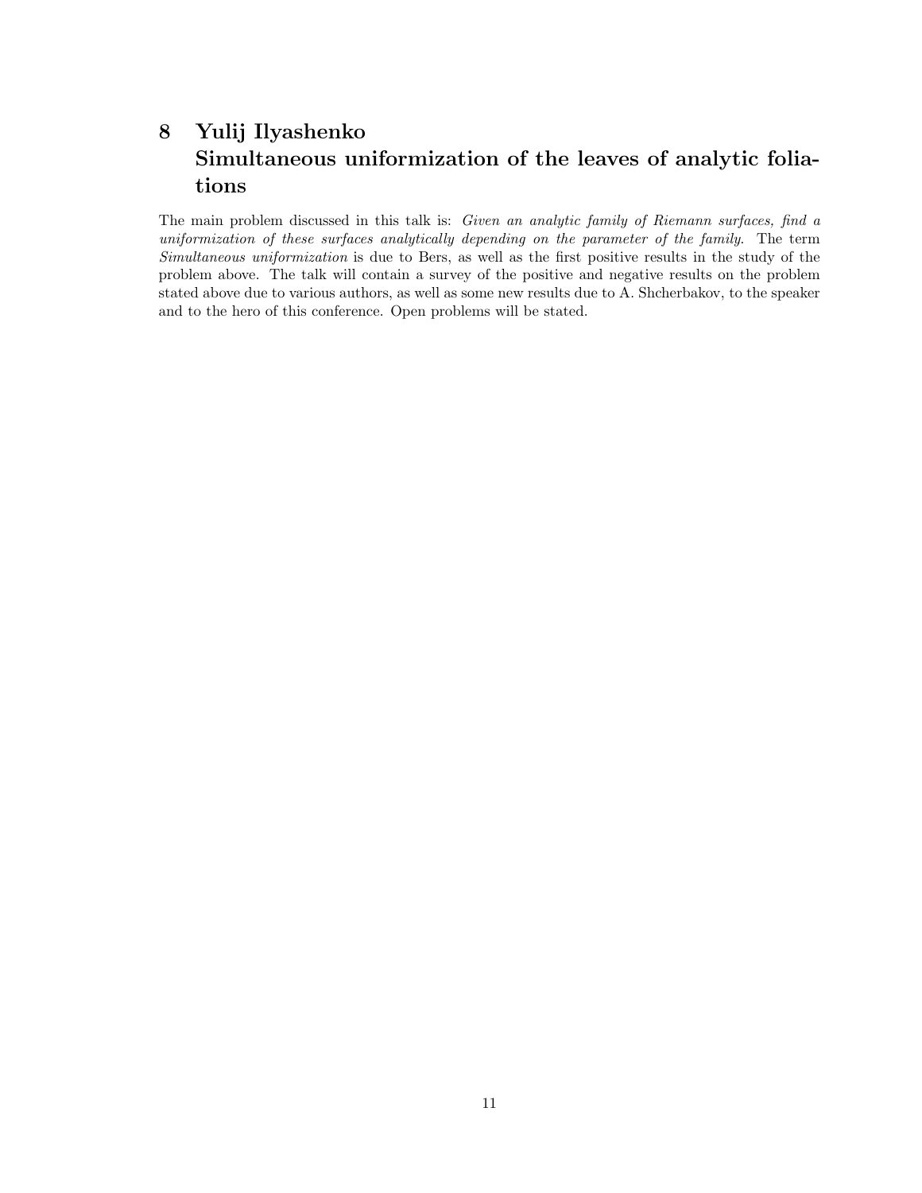## 8 Yulij Ilyashenko<br>Simultaneous uniformization of the leaves of analytic foliations

The main problem discussed in this talk is: *Given an analytic family of Riemann surfaces, find a uniformization of these surfaces analytically depending on the parameter of the family.* The term *Simultaneous uniformization* is due to Bers, as well as the first positive results in the study of the problem above. The talk will contain a survey of the positive and negative results on the problem stated above due to various authors, as well as some new results due to A. Shcherbakov, to the speaker and to the hero of this conference. Open problems will be stated.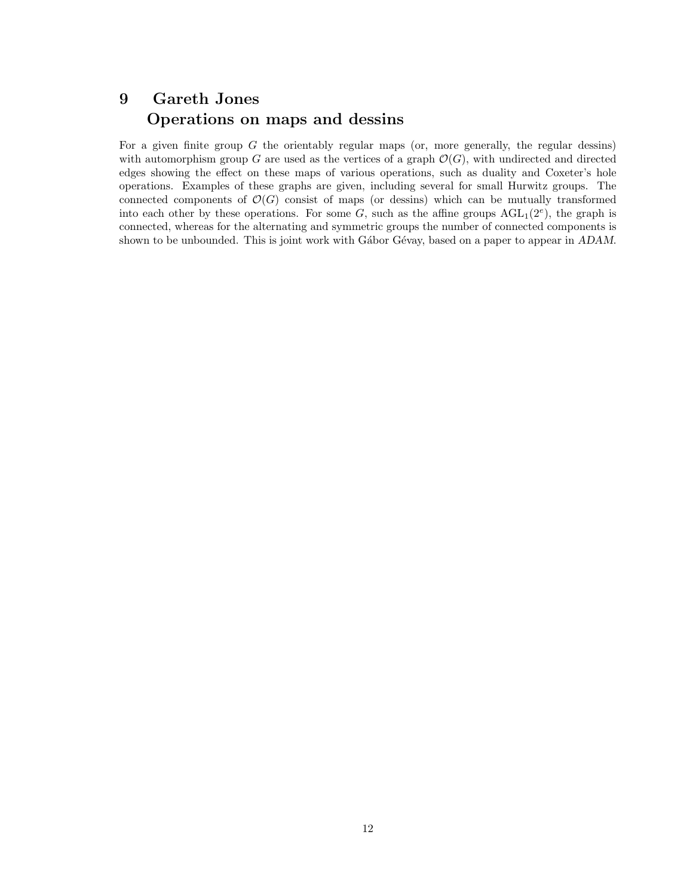## 9 Gareth Jones
## Operations on maps and dessins

For a given finite group $G$ the orientably regular maps (or, more generally, the regular dessins) with automorphism group $G$ are used as the vertices of a graph $\mathcal{O}(G)$, with undirected and directed edges showing the effect on these maps of various operations, such as duality and Coxeter's hole operations. Examples of these graphs are given, including several for small Hurwitz groups. The connected components of $\mathcal{O}(G)$ consist of maps (or dessins) which can be mutually transformed into each other by these operations. For some $G$, such as the affine groups $\mathrm{AGL}_1(2^e)$, the graph is connected, whereas for the alternating and symmetric groups the number of connected components is shown to be unbounded. This is joint work with Gábor Gévay, based on a paper to appear in *ADAM*.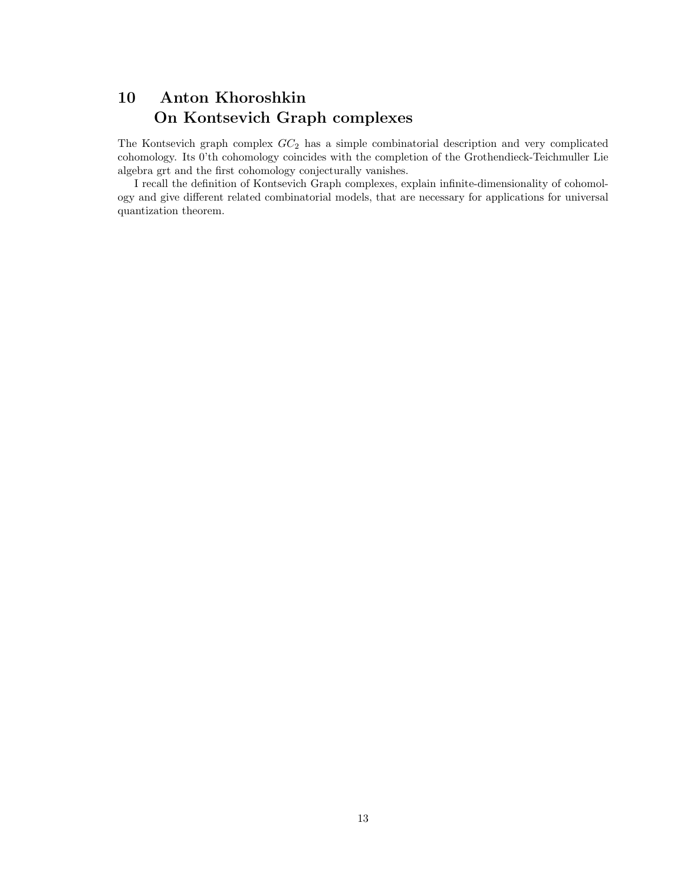## 10 Anton Khoroshkin On Kontsevich Graph complexes

The Kontsevich graph complex $GC_2$ has a simple combinatorial description and very complicated cohomology. Its 0'th cohomology coincides with the completion of the Grothendieck-Teichmuller Lie algebra grt and the first cohomology conjecturally vanishes.

I recall the definition of Kontsevich Graph complexes, explain infinite-dimensionality of cohomology and give different related combinatorial models, that are necessary for applications for universal quantization theorem.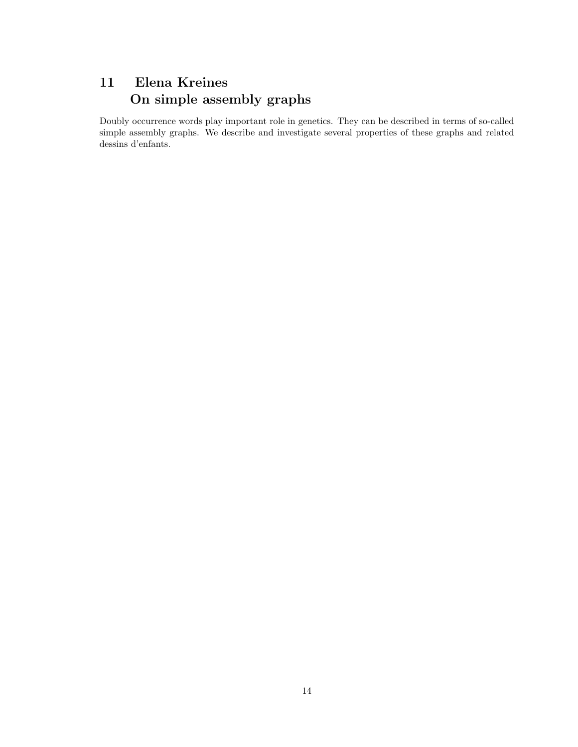## 11 Elena Kreines
## On simple assembly graphs

Doubly occurrence words play important role in genetics. They can be described in terms of so-called simple assembly graphs. We describe and investigate several properties of these graphs and related dessins d'enfants.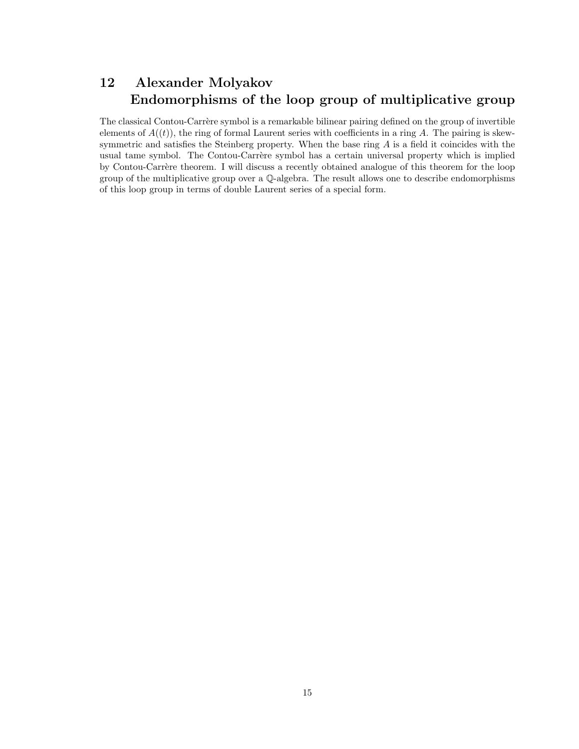## 12 Alexander Molyakov
## Endomorphisms of the loop group of multiplicative group

The classical Contou-Carrère symbol is a remarkable bilinear pairing defined on the group of invertible elements of $A((t))$, the ring of formal Laurent series with coefficients in a ring $A$. The pairing is skew-symmetric and satisfies the Steinberg property. When the base ring $A$ is a field it coincides with the usual tame symbol. The Contou-Carrère symbol has a certain universal property which is implied by Contou-Carrère theorem. I will discuss a recently obtained analogue of this theorem for the loop group of the multiplicative group over a $\mathbb{Q}$-algebra. The result allows one to describe endomorphisms of this loop group in terms of double Laurent series of a special form.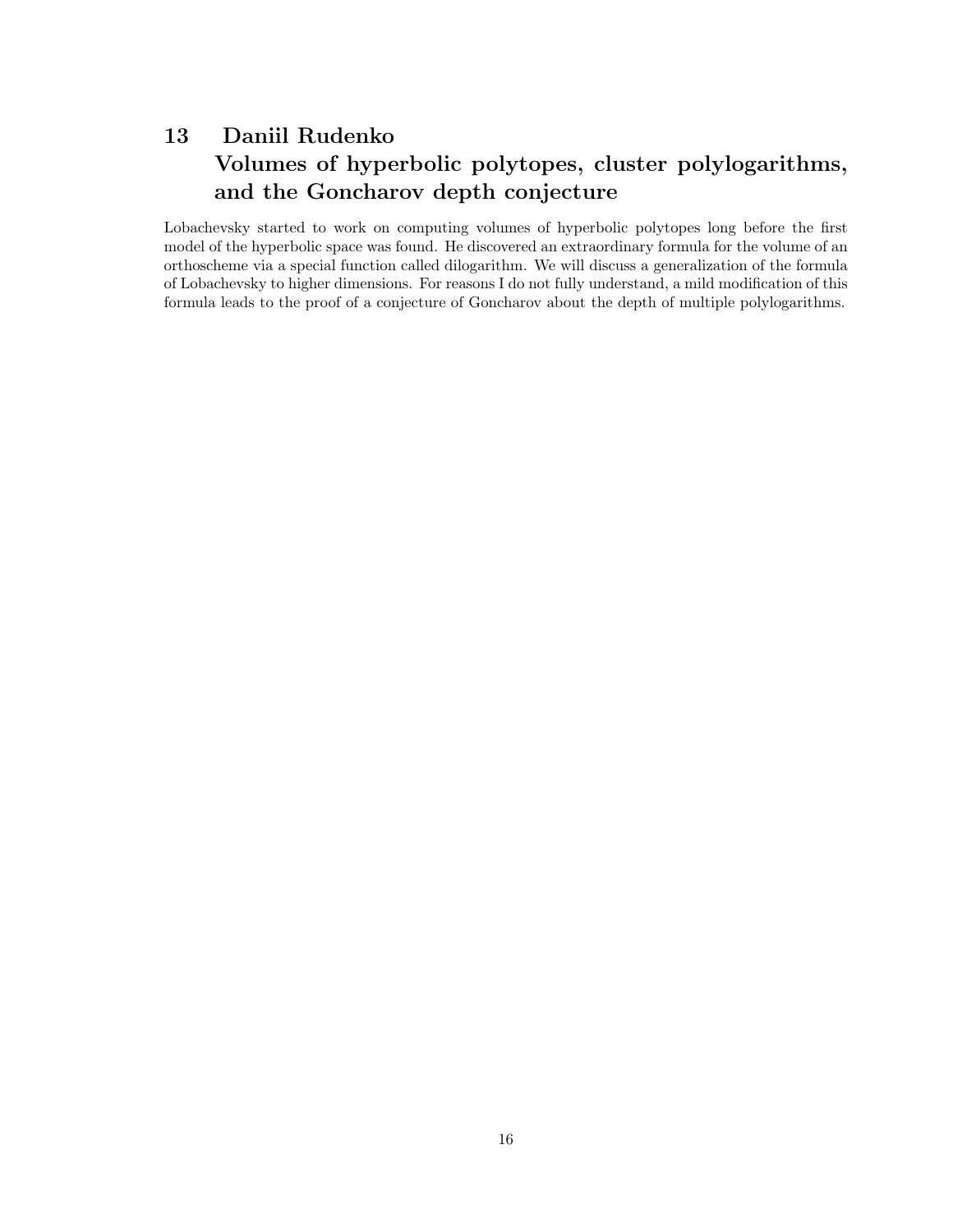## 13 Daniil Rudenko
## Volumes of hyperbolic polytopes, cluster polylogarithms, and the Goncharov depth conjecture

Lobachevsky started to work on computing volumes of hyperbolic polytopes long before the first model of the hyperbolic space was found. He discovered an extraordinary formula for the volume of an orthoscheme via a special function called dilogarithm. We will discuss a generalization of the formula of Lobachevsky to higher dimensions. For reasons I do not fully understand, a mild modification of this formula leads to the proof of a conjecture of Goncharov about the depth of multiple polylogarithms.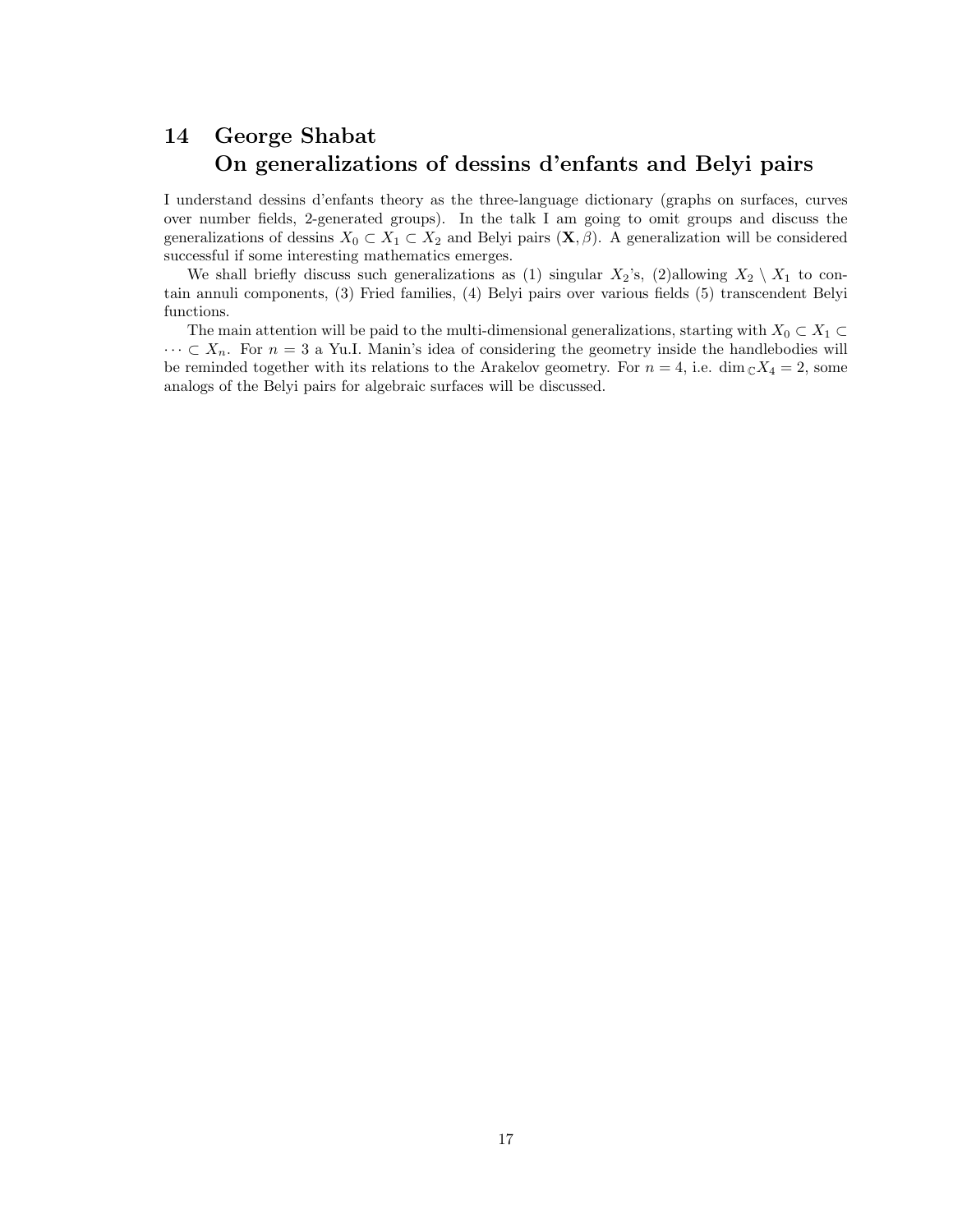## 14 George Shabat
## On generalizations of dessins d'enfants and Belyi pairs

I understand dessins d'enfants theory as the three-language dictionary (graphs on surfaces, curves over number fields, 2-generated groups). In the talk I am going to omit groups and discuss the generalizations of dessins $X_0 \subset X_1 \subset X_2$ and Belyi pairs $(\mathbf{X}, \beta)$. A generalization will be considered successful if some interesting mathematics emerges.

We shall briefly discuss such generalizations as (1) singular $X_2$'s, (2)allowing $X_2 \setminus X_1$ to contain annuli components, (3) Fried families, (4) Belyi pairs over various fields (5) transcendent Belyi functions.

The main attention will be paid to the multi-dimensional generalizations, starting with $X_0 \subset X_1 \subset \cdots \subset X_n$. For $n = 3$ a Yu.I. Manin's idea of considering the geometry inside the handlebodies will be reminded together with its relations to the Arakelov geometry. For $n = 4$, i.e. $\dim_{\mathbb{C}} X_4 = 2$, some analogs of the Belyi pairs for algebraic surfaces will be discussed.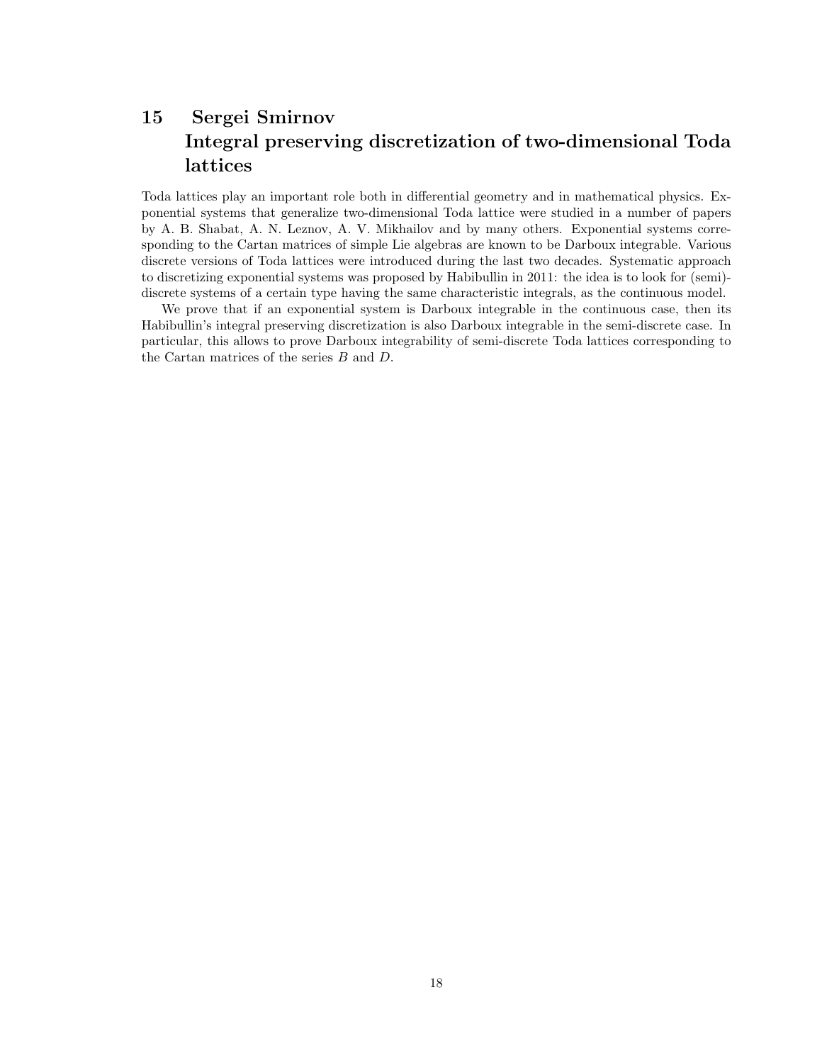## 15 Sergei Smirnov
## Integral preserving discretization of two-dimensional Toda lattices

Toda lattices play an important role both in differential geometry and in mathematical physics. Exponential systems that generalize two-dimensional Toda lattice were studied in a number of papers by A. B. Shabat, A. N. Leznov, A. V. Mikhailov and by many others. Exponential systems corresponding to the Cartan matrices of simple Lie algebras are known to be Darboux integrable. Various discrete versions of Toda lattices were introduced during the last two decades. Systematic approach to discretizing exponential systems was proposed by Habibullin in 2011: the idea is to look for (semi)-discrete systems of a certain type having the same characteristic integrals, as the continuous model.

We prove that if an exponential system is Darboux integrable in the continuous case, then its Habibullin's integral preserving discretization is also Darboux integrable in the semi-discrete case. In particular, this allows to prove Darboux integrability of semi-discrete Toda lattices corresponding to the Cartan matrices of the series $B$ and $D$.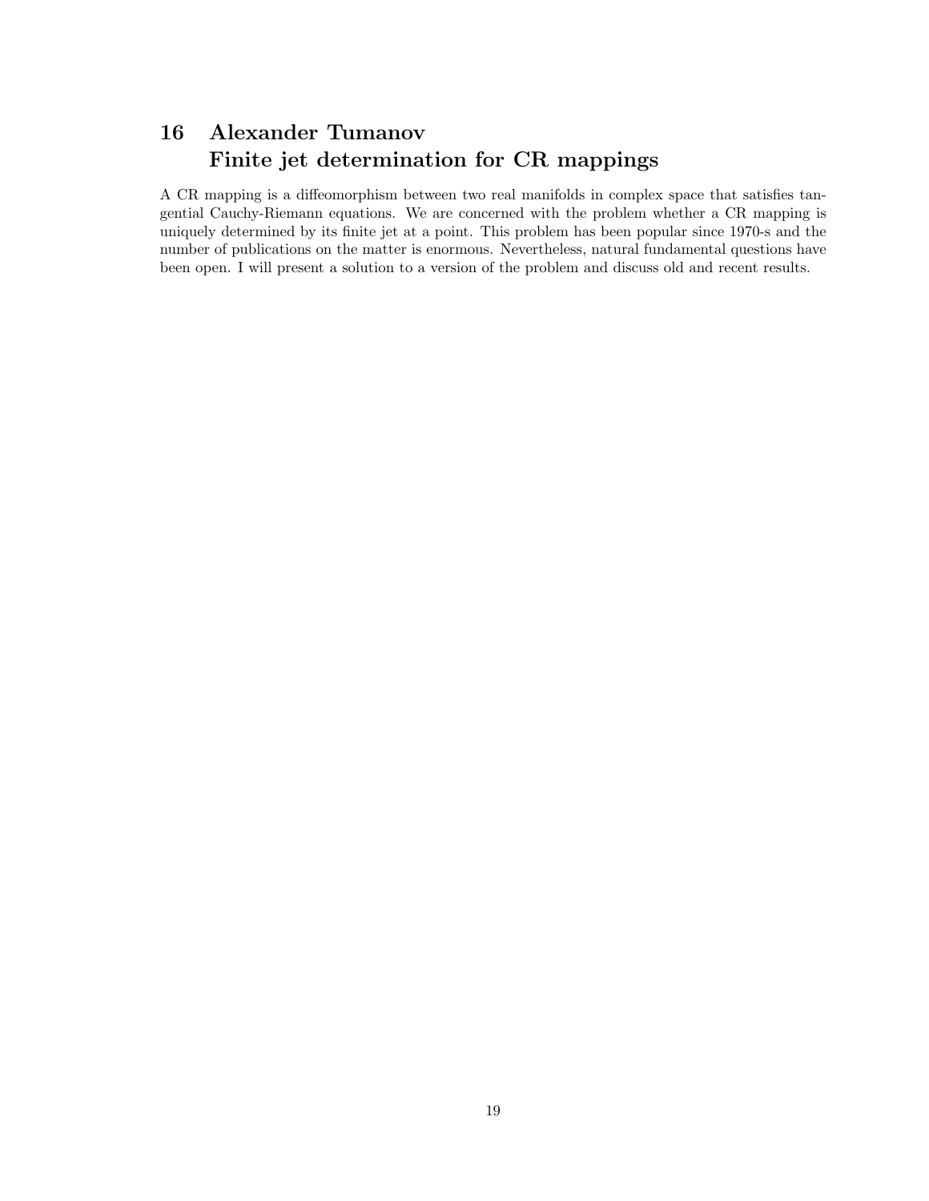## 16 Alexander Tumanov
## Finite jet determination for CR mappings

A CR mapping is a diffeomorphism between two real manifolds in complex space that satisfies tangential Cauchy-Riemann equations. We are concerned with the problem whether a CR mapping is uniquely determined by its finite jet at a point. This problem has been popular since 1970-s and the number of publications on the matter is enormous. Nevertheless, natural fundamental questions have been open. I will present a solution to a version of the problem and discuss old and recent results.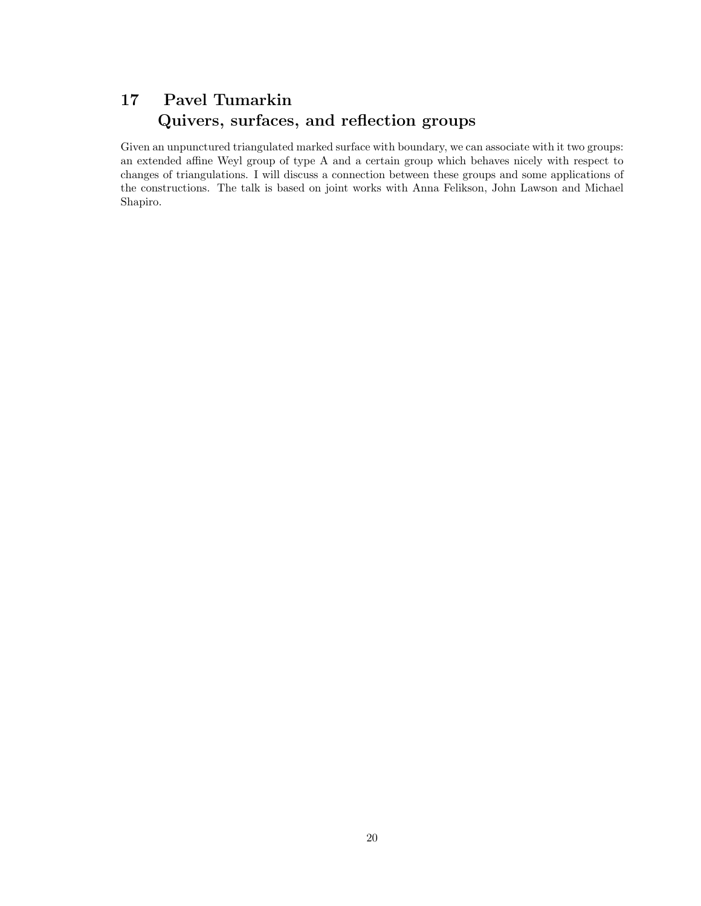## 17 Pavel Tumarkin
## Quivers, surfaces, and reflection groups

Given an unpunctured triangulated marked surface with boundary, we can associate with it two groups: an extended affine Weyl group of type A and a certain group which behaves nicely with respect to changes of triangulations. I will discuss a connection between these groups and some applications of the constructions. The talk is based on joint works with Anna Felikson, John Lawson and Michael Shapiro.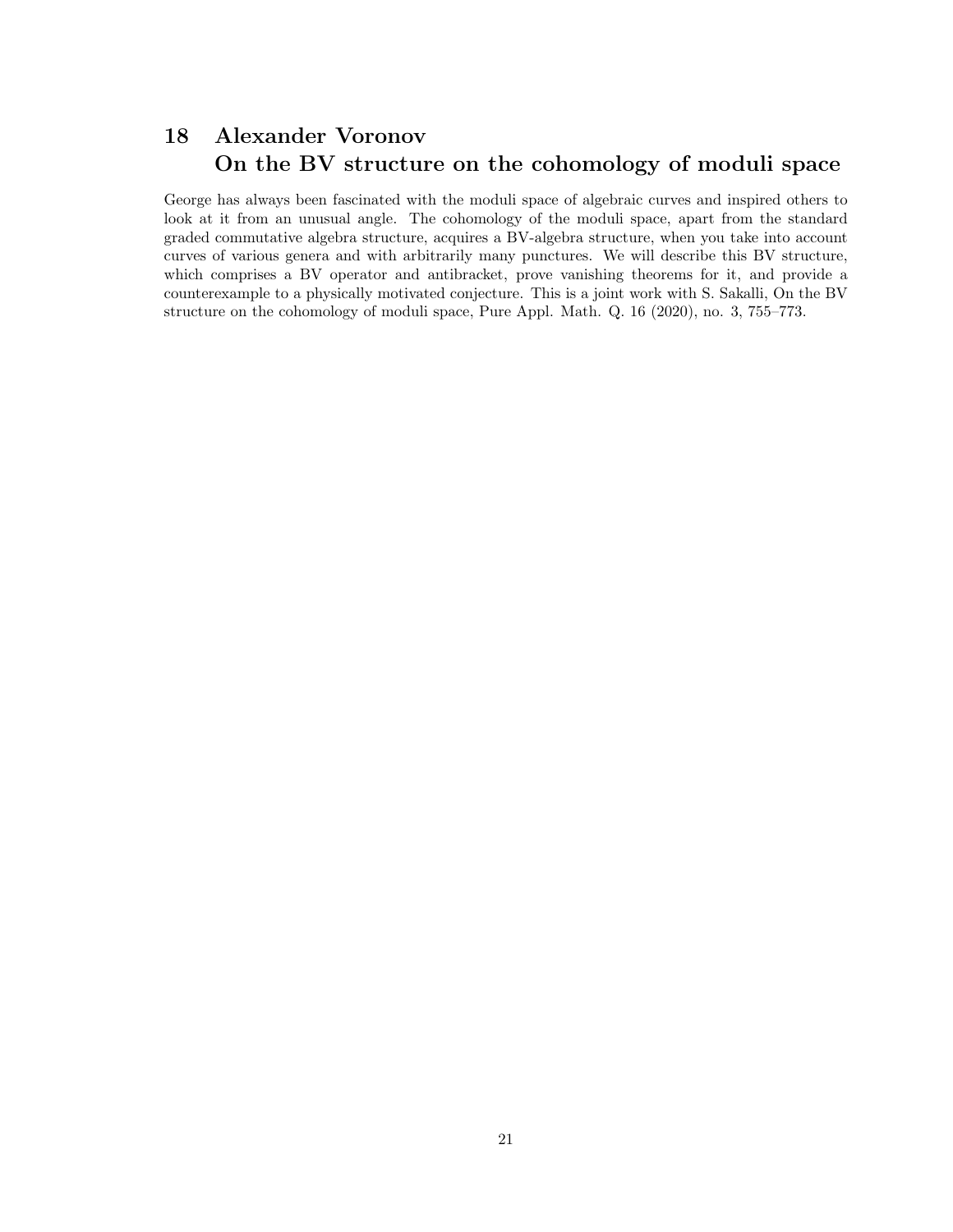## 18 Alexander Voronov
## On the BV structure on the cohomology of moduli space

George has always been fascinated with the moduli space of algebraic curves and inspired others to look at it from an unusual angle. The cohomology of the moduli space, apart from the standard graded commutative algebra structure, acquires a BV-algebra structure, when you take into account curves of various genera and with arbitrarily many punctures. We will describe this BV structure, which comprises a BV operator and antibracket, prove vanishing theorems for it, and provide a counterexample to a physically motivated conjecture. This is a joint work with S. Sakalli, On the BV structure on the cohomology of moduli space, Pure Appl. Math. Q. 16 (2020), no. 3, 755–773.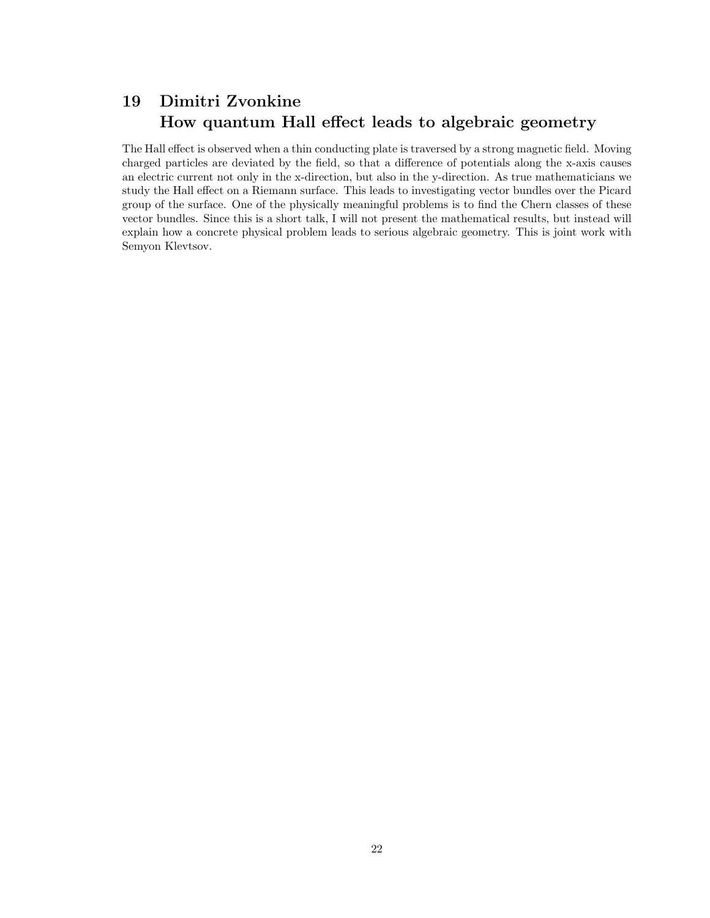## 19 Dimitri Zvonkine
## How quantum Hall effect leads to algebraic geometry

The Hall effect is observed when a thin conducting plate is traversed by a strong magnetic field. Moving charged particles are deviated by the field, so that a difference of potentials along the x-axis causes an electric current not only in the x-direction, but also in the y-direction. As true mathematicians we study the Hall effect on a Riemann surface. This leads to investigating vector bundles over the Picard group of the surface. One of the physically meaningful problems is to find the Chern classes of these vector bundles. Since this is a short talk, I will not present the mathematical results, but instead will explain how a concrete physical problem leads to serious algebraic geometry. This is joint work with Semyon Klevtsov.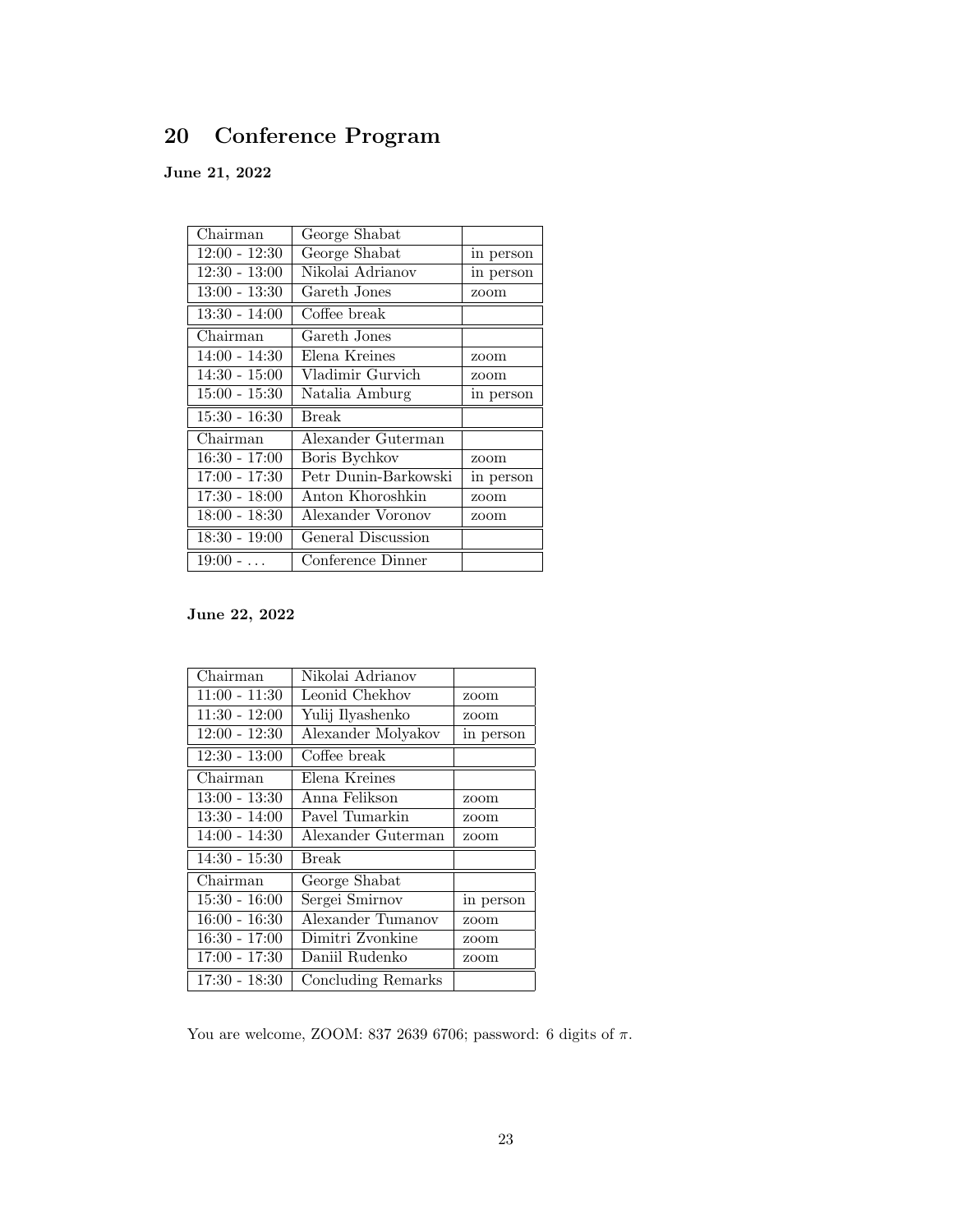## 20 Conference Program

**June 21, 2022**

| | | |
|---|---|---|
| Chairman | George Shabat | |
| 12:00 - 12:30 | George Shabat | in person |
| 12:30 - 13:00 | Nikolai Adrianov | in person |
| 13:00 - 13:30 | Gareth Jones | zoom |
| 13:30 - 14:00 | Coffee break | |
| Chairman | Gareth Jones | |
| 14:00 - 14:30 | Elena Kreines | zoom |
| 14:30 - 15:00 | Vladimir Gurvich | zoom |
| 15:00 - 15:30 | Natalia Amburg | in person |
| 15:30 - 16:30 | Break | |
| Chairman | Alexander Guterman | |
| 16:30 - 17:00 | Boris Bychkov | zoom |
| 17:00 - 17:30 | Petr Dunin-Barkowski | in person |
| 17:30 - 18:00 | Anton Khoroshkin | zoom |
| 18:00 - 18:30 | Alexander Voronov | zoom |
| 18:30 - 19:00 | General Discussion | |
| 19:00 - ... | Conference Dinner | |

**June 22, 2022**

| | | |
|---|---|---|
| Chairman | Nikolai Adrianov | |
| 11:00 - 11:30 | Leonid Chekhov | zoom |
| 11:30 - 12:00 | Yulij Ilyashenko | zoom |
| 12:00 - 12:30 | Alexander Molyakov | in person |
| 12:30 - 13:00 | Coffee break | |
| Chairman | Elena Kreines | |
| 13:00 - 13:30 | Anna Felikson | zoom |
| 13:30 - 14:00 | Pavel Tumarkin | zoom |
| 14:00 - 14:30 | Alexander Guterman | zoom |
| 14:30 - 15:30 | Break | |
| Chairman | George Shabat | |
| 15:30 - 16:00 | Sergei Smirnov | in person |
| 16:00 - 16:30 | Alexander Tumanov | zoom |
| 16:30 - 17:00 | Dimitri Zvonkine | zoom |
| 17:00 - 17:30 | Daniil Rudenko | zoom |
| 17:30 - 18:30 | Concluding Remarks | |

You are welcome, ZOOM: 837 2639 6706; password: 6 digits of $\pi$.